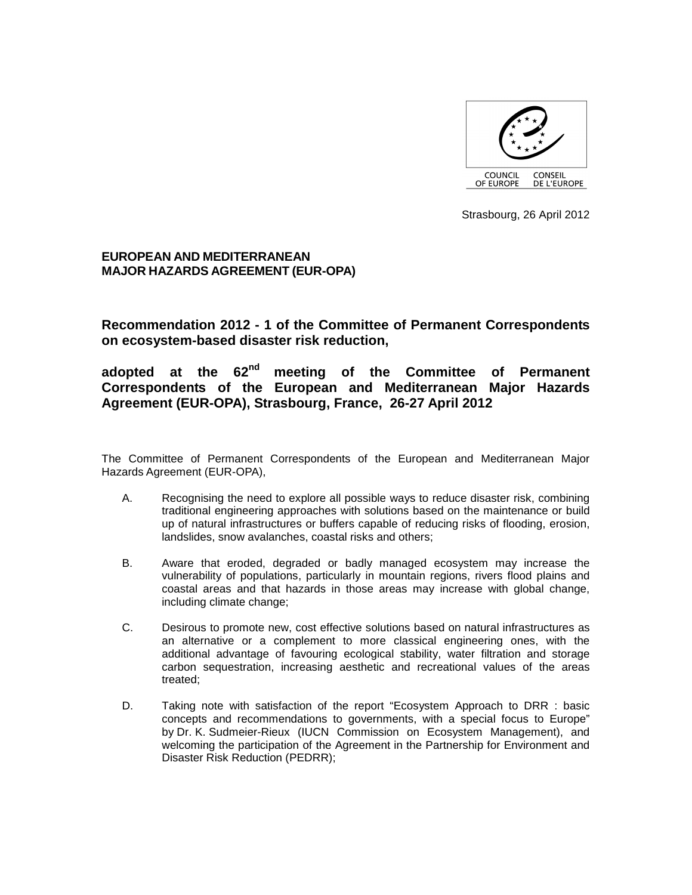COUNCIL OF EUROPE CONSEIL DE L'EUROPE

Strasbourg, 26 April 2012

**EUROPEAN AND MEDITERRANEAN**
**MAJOR HAZARDS AGREEMENT (EUR-OPA)**

## Recommendation 2012 - 1 of the Committee of Permanent Correspondents on ecosystem-based disaster risk reduction,

## adopted at the 62nd meeting of the Committee of Permanent Correspondents of the European and Mediterranean Major Hazards Agreement (EUR-OPA), Strasbourg, France, 26-27 April 2012

The Committee of Permanent Correspondents of the European and Mediterranean Major Hazards Agreement (EUR-OPA),

A. Recognising the need to explore all possible ways to reduce disaster risk, combining traditional engineering approaches with solutions based on the maintenance or build up of natural infrastructures or buffers capable of reducing risks of flooding, erosion, landslides, snow avalanches, coastal risks and others;

B. Aware that eroded, degraded or badly managed ecosystem may increase the vulnerability of populations, particularly in mountain regions, rivers flood plains and coastal areas and that hazards in those areas may increase with global change, including climate change;

C. Desirous to promote new, cost effective solutions based on natural infrastructures as an alternative or a complement to more classical engineering ones, with the additional advantage of favouring ecological stability, water filtration and storage carbon sequestration, increasing aesthetic and recreational values of the areas treated;

D. Taking note with satisfaction of the report "Ecosystem Approach to DRR : basic concepts and recommendations to governments, with a special focus to Europe" by Dr. K. Sudmeier-Rieux (IUCN Commission on Ecosystem Management), and welcoming the participation of the Agreement in the Partnership for Environment and Disaster Risk Reduction (PEDRR);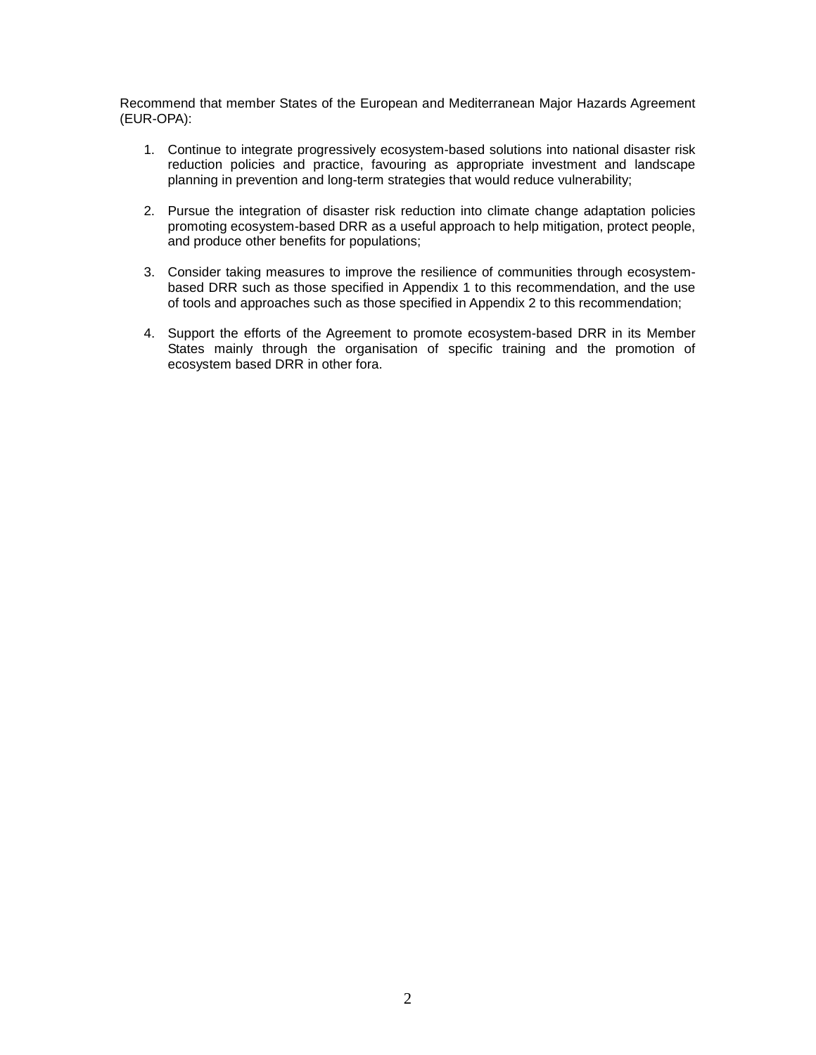Recommend that member States of the European and Mediterranean Major Hazards Agreement (EUR-OPA):

1. Continue to integrate progressively ecosystem-based solutions into national disaster risk reduction policies and practice, favouring as appropriate investment and landscape planning in prevention and long-term strategies that would reduce vulnerability;

2. Pursue the integration of disaster risk reduction into climate change adaptation policies promoting ecosystem-based DRR as a useful approach to help mitigation, protect people, and produce other benefits for populations;

3. Consider taking measures to improve the resilience of communities through ecosystem-based DRR such as those specified in Appendix 1 to this recommendation, and the use of tools and approaches such as those specified in Appendix 2 to this recommendation;

4. Support the efforts of the Agreement to promote ecosystem-based DRR in its Member States mainly through the organisation of specific training and the promotion of ecosystem based DRR in other fora.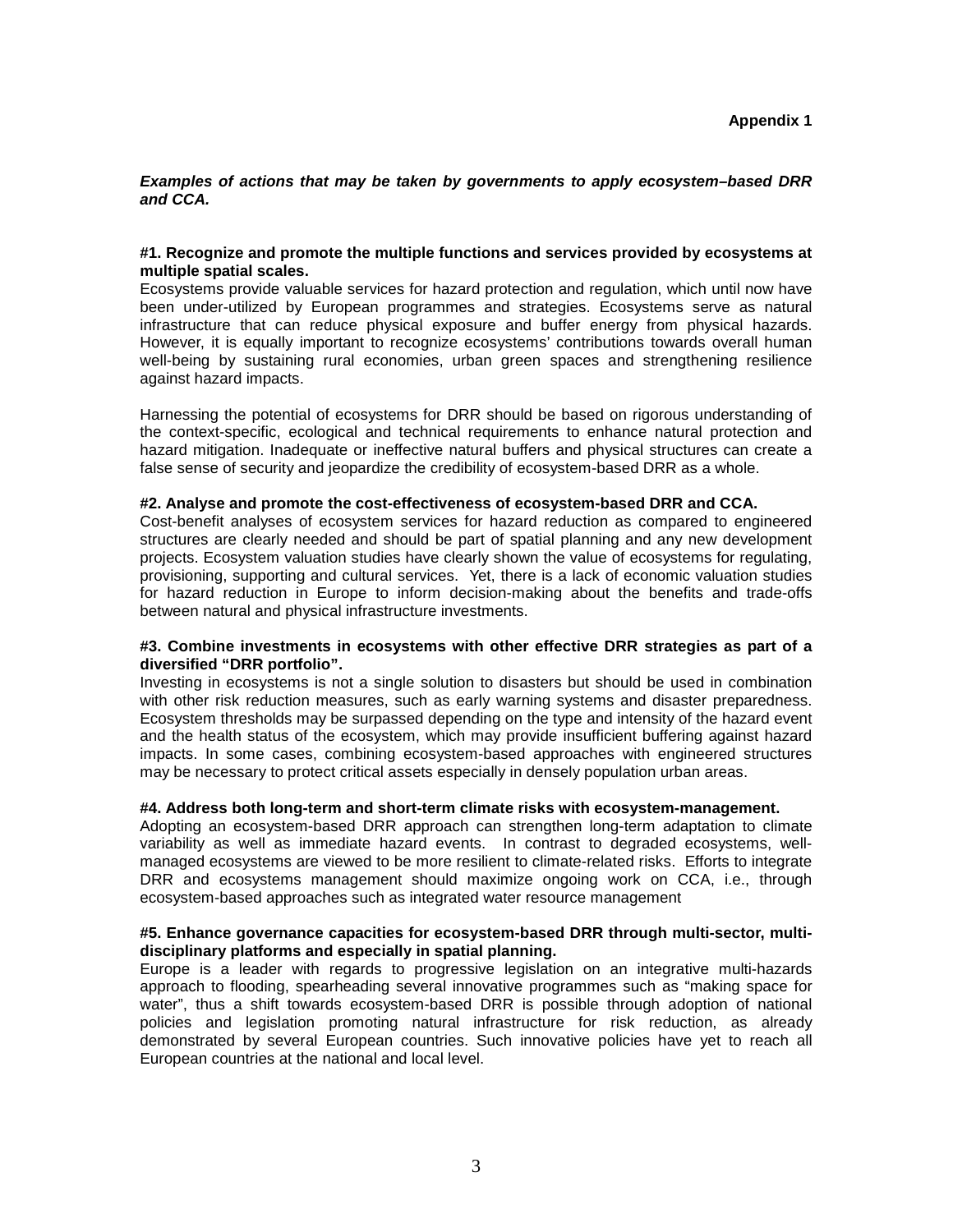**Appendix 1**

***Examples of actions that may be taken by governments to apply ecosystem–based DRR and CCA.***

**#1. Recognize and promote the multiple functions and services provided by ecosystems at multiple spatial scales.**

Ecosystems provide valuable services for hazard protection and regulation, which until now have been under-utilized by European programmes and strategies. Ecosystems serve as natural infrastructure that can reduce physical exposure and buffer energy from physical hazards. However, it is equally important to recognize ecosystems' contributions towards overall human well-being by sustaining rural economies, urban green spaces and strengthening resilience against hazard impacts.

Harnessing the potential of ecosystems for DRR should be based on rigorous understanding of the context-specific, ecological and technical requirements to enhance natural protection and hazard mitigation. Inadequate or ineffective natural buffers and physical structures can create a false sense of security and jeopardize the credibility of ecosystem-based DRR as a whole.

**#2. Analyse and promote the cost-effectiveness of ecosystem-based DRR and CCA.**

Cost-benefit analyses of ecosystem services for hazard reduction as compared to engineered structures are clearly needed and should be part of spatial planning and any new development projects. Ecosystem valuation studies have clearly shown the value of ecosystems for regulating, provisioning, supporting and cultural services. Yet, there is a lack of economic valuation studies for hazard reduction in Europe to inform decision-making about the benefits and trade-offs between natural and physical infrastructure investments.

**#3. Combine investments in ecosystems with other effective DRR strategies as part of a diversified "DRR portfolio".**

Investing in ecosystems is not a single solution to disasters but should be used in combination with other risk reduction measures, such as early warning systems and disaster preparedness. Ecosystem thresholds may be surpassed depending on the type and intensity of the hazard event and the health status of the ecosystem, which may provide insufficient buffering against hazard impacts. In some cases, combining ecosystem-based approaches with engineered structures may be necessary to protect critical assets especially in densely population urban areas.

**#4. Address both long-term and short-term climate risks with ecosystem-management.**

Adopting an ecosystem-based DRR approach can strengthen long-term adaptation to climate variability as well as immediate hazard events. In contrast to degraded ecosystems, well-managed ecosystems are viewed to be more resilient to climate-related risks. Efforts to integrate DRR and ecosystems management should maximize ongoing work on CCA, i.e., through ecosystem-based approaches such as integrated water resource management

**#5. Enhance governance capacities for ecosystem-based DRR through multi-sector, multi-disciplinary platforms and especially in spatial planning.**

Europe is a leader with regards to progressive legislation on an integrative multi-hazards approach to flooding, spearheading several innovative programmes such as "making space for water", thus a shift towards ecosystem-based DRR is possible through adoption of national policies and legislation promoting natural infrastructure for risk reduction, as already demonstrated by several European countries. Such innovative policies have yet to reach all European countries at the national and local level.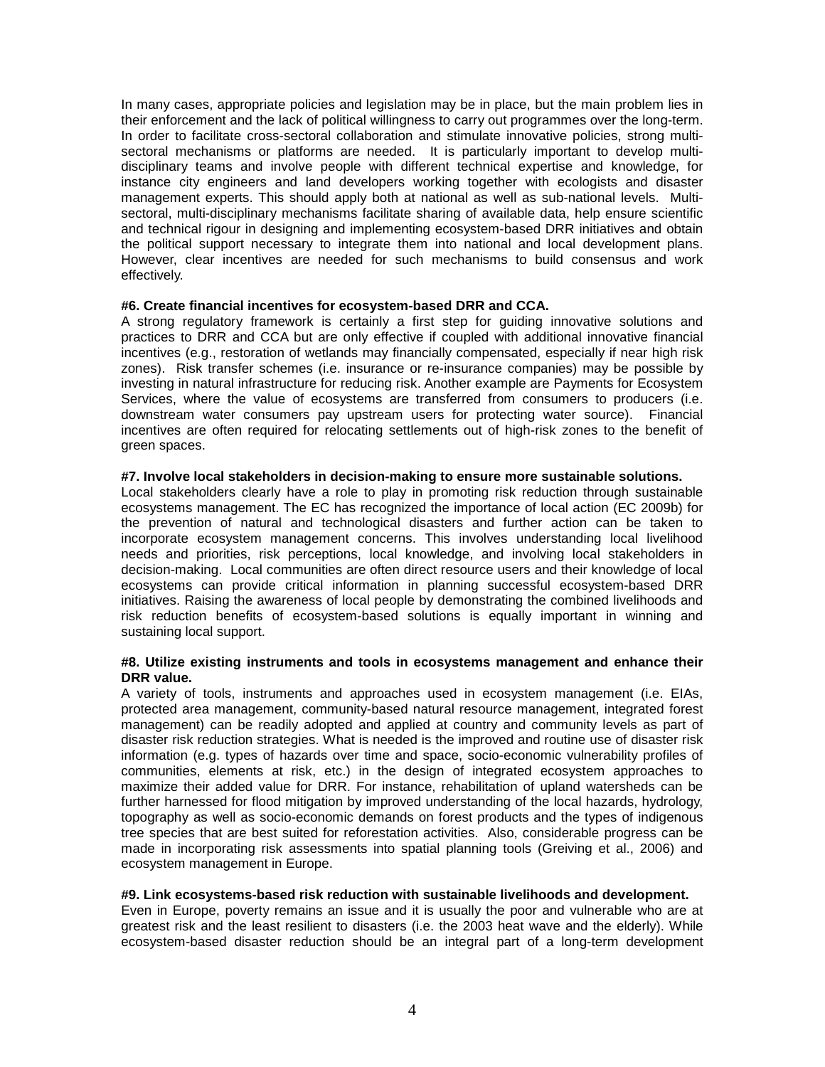In many cases, appropriate policies and legislation may be in place, but the main problem lies in their enforcement and the lack of political willingness to carry out programmes over the long-term. In order to facilitate cross-sectoral collaboration and stimulate innovative policies, strong multi-sectoral mechanisms or platforms are needed. It is particularly important to develop multi-disciplinary teams and involve people with different technical expertise and knowledge, for instance city engineers and land developers working together with ecologists and disaster management experts. This should apply both at national as well as sub-national levels. Multi-sectoral, multi-disciplinary mechanisms facilitate sharing of available data, help ensure scientific and technical rigour in designing and implementing ecosystem-based DRR initiatives and obtain the political support necessary to integrate them into national and local development plans. However, clear incentives are needed for such mechanisms to build consensus and work effectively.

**#6. Create financial incentives for ecosystem-based DRR and CCA.**

A strong regulatory framework is certainly a first step for guiding innovative solutions and practices to DRR and CCA but are only effective if coupled with additional innovative financial incentives (e.g., restoration of wetlands may financially compensated, especially if near high risk zones). Risk transfer schemes (i.e. insurance or re-insurance companies) may be possible by investing in natural infrastructure for reducing risk. Another example are Payments for Ecosystem Services, where the value of ecosystems are transferred from consumers to producers (i.e. downstream water consumers pay upstream users for protecting water source). Financial incentives are often required for relocating settlements out of high-risk zones to the benefit of green spaces.

**#7. Involve local stakeholders in decision-making to ensure more sustainable solutions.**

Local stakeholders clearly have a role to play in promoting risk reduction through sustainable ecosystems management. The EC has recognized the importance of local action (EC 2009b) for the prevention of natural and technological disasters and further action can be taken to incorporate ecosystem management concerns. This involves understanding local livelihood needs and priorities, risk perceptions, local knowledge, and involving local stakeholders in decision-making. Local communities are often direct resource users and their knowledge of local ecosystems can provide critical information in planning successful ecosystem-based DRR initiatives. Raising the awareness of local people by demonstrating the combined livelihoods and risk reduction benefits of ecosystem-based solutions is equally important in winning and sustaining local support.

**#8. Utilize existing instruments and tools in ecosystems management and enhance their DRR value.**

A variety of tools, instruments and approaches used in ecosystem management (i.e. EIAs, protected area management, community-based natural resource management, integrated forest management) can be readily adopted and applied at country and community levels as part of disaster risk reduction strategies. What is needed is the improved and routine use of disaster risk information (e.g. types of hazards over time and space, socio-economic vulnerability profiles of communities, elements at risk, etc.) in the design of integrated ecosystem approaches to maximize their added value for DRR. For instance, rehabilitation of upland watersheds can be further harnessed for flood mitigation by improved understanding of the local hazards, hydrology, topography as well as socio-economic demands on forest products and the types of indigenous tree species that are best suited for reforestation activities. Also, considerable progress can be made in incorporating risk assessments into spatial planning tools (Greiving et al., 2006) and ecosystem management in Europe.

**#9. Link ecosystems-based risk reduction with sustainable livelihoods and development.**

Even in Europe, poverty remains an issue and it is usually the poor and vulnerable who are at greatest risk and the least resilient to disasters (i.e. the 2003 heat wave and the elderly). While ecosystem-based disaster reduction should be an integral part of a long-term development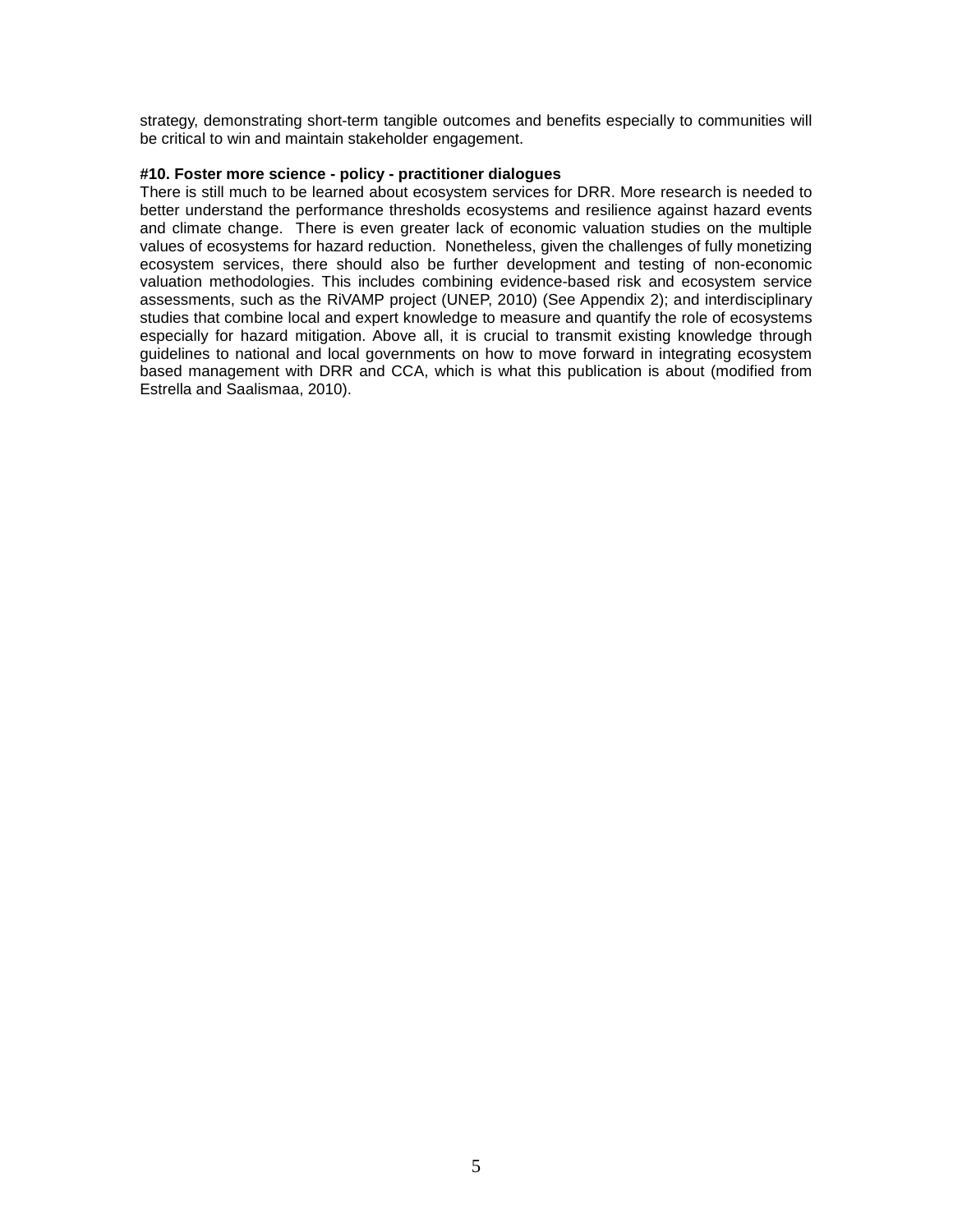strategy, demonstrating short-term tangible outcomes and benefits especially to communities will be critical to win and maintain stakeholder engagement.

**#10. Foster more science - policy - practitioner dialogues**

There is still much to be learned about ecosystem services for DRR. More research is needed to better understand the performance thresholds ecosystems and resilience against hazard events and climate change. There is even greater lack of economic valuation studies on the multiple values of ecosystems for hazard reduction. Nonetheless, given the challenges of fully monetizing ecosystem services, there should also be further development and testing of non-economic valuation methodologies. This includes combining evidence-based risk and ecosystem service assessments, such as the RiVAMP project (UNEP, 2010) (See Appendix 2); and interdisciplinary studies that combine local and expert knowledge to measure and quantify the role of ecosystems especially for hazard mitigation. Above all, it is crucial to transmit existing knowledge through guidelines to national and local governments on how to move forward in integrating ecosystem based management with DRR and CCA, which is what this publication is about (modified from Estrella and Saalismaa, 2010).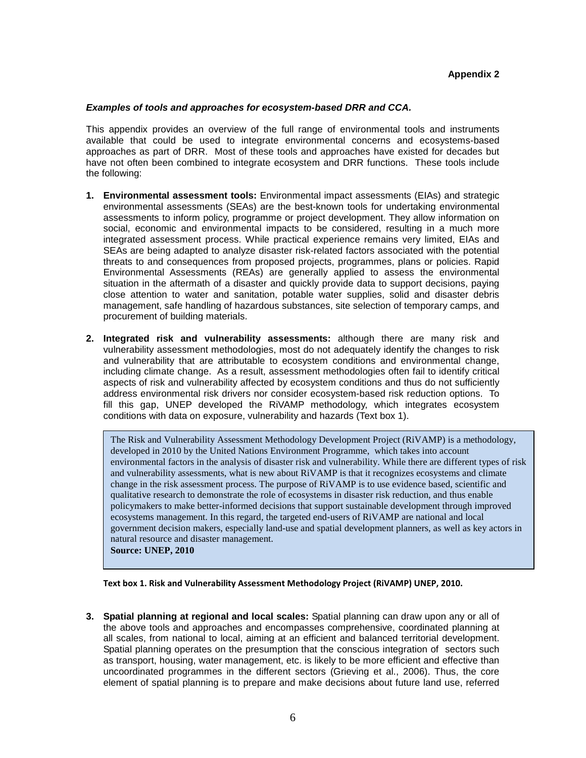**Appendix 2**

***Examples of tools and approaches for ecosystem-based DRR and CCA.***

This appendix provides an overview of the full range of environmental tools and instruments available that could be used to integrate environmental concerns and ecosystems-based approaches as part of DRR. Most of these tools and approaches have existed for decades but have not often been combined to integrate ecosystem and DRR functions. These tools include the following:

1. **Environmental assessment tools:** Environmental impact assessments (EIAs) and strategic environmental assessments (SEAs) are the best-known tools for undertaking environmental assessments to inform policy, programme or project development. They allow information on social, economic and environmental impacts to be considered, resulting in a much more integrated assessment process. While practical experience remains very limited, EIAs and SEAs are being adapted to analyze disaster risk-related factors associated with the potential threats to and consequences from proposed projects, programmes, plans or policies. Rapid Environmental Assessments (REAs) are generally applied to assess the environmental situation in the aftermath of a disaster and quickly provide data to support decisions, paying close attention to water and sanitation, potable water supplies, solid and disaster debris management, safe handling of hazardous substances, site selection of temporary camps, and procurement of building materials.

2. **Integrated risk and vulnerability assessments:** although there are many risk and vulnerability assessment methodologies, most do not adequately identify the changes to risk and vulnerability that are attributable to ecosystem conditions and environmental change, including climate change. As a result, assessment methodologies often fail to identify critical aspects of risk and vulnerability affected by ecosystem conditions and thus do not sufficiently address environmental risk drivers nor consider ecosystem-based risk reduction options. To fill this gap, UNEP developed the RiVAMP methodology, which integrates ecosystem conditions with data on exposure, vulnerability and hazards (Text box 1).

> The Risk and Vulnerability Assessment Methodology Development Project (RiVAMP) is a methodology, developed in 2010 by the United Nations Environment Programme, which takes into account environmental factors in the analysis of disaster risk and vulnerability. While there are different types of risk and vulnerability assessments, what is new about RiVAMP is that it recognizes ecosystems and climate change in the risk assessment process. The purpose of RiVAMP is to use evidence based, scientific and qualitative research to demonstrate the role of ecosystems in disaster risk reduction, and thus enable policymakers to make better-informed decisions that support sustainable development through improved ecosystems management. In this regard, the targeted end-users of RiVAMP are national and local government decision makers, especially land-use and spatial development planners, as well as key actors in natural resource and disaster management.
> **Source: UNEP, 2010**

**Text box 1. Risk and Vulnerability Assessment Methodology Project (RiVAMP) UNEP, 2010.**

3. **Spatial planning at regional and local scales:** Spatial planning can draw upon any or all of the above tools and approaches and encompasses comprehensive, coordinated planning at all scales, from national to local, aiming at an efficient and balanced territorial development. Spatial planning operates on the presumption that the conscious integration of sectors such as transport, housing, water management, etc. is likely to be more efficient and effective than uncoordinated programmes in the different sectors (Grieving et al., 2006). Thus, the core element of spatial planning is to prepare and make decisions about future land use, referred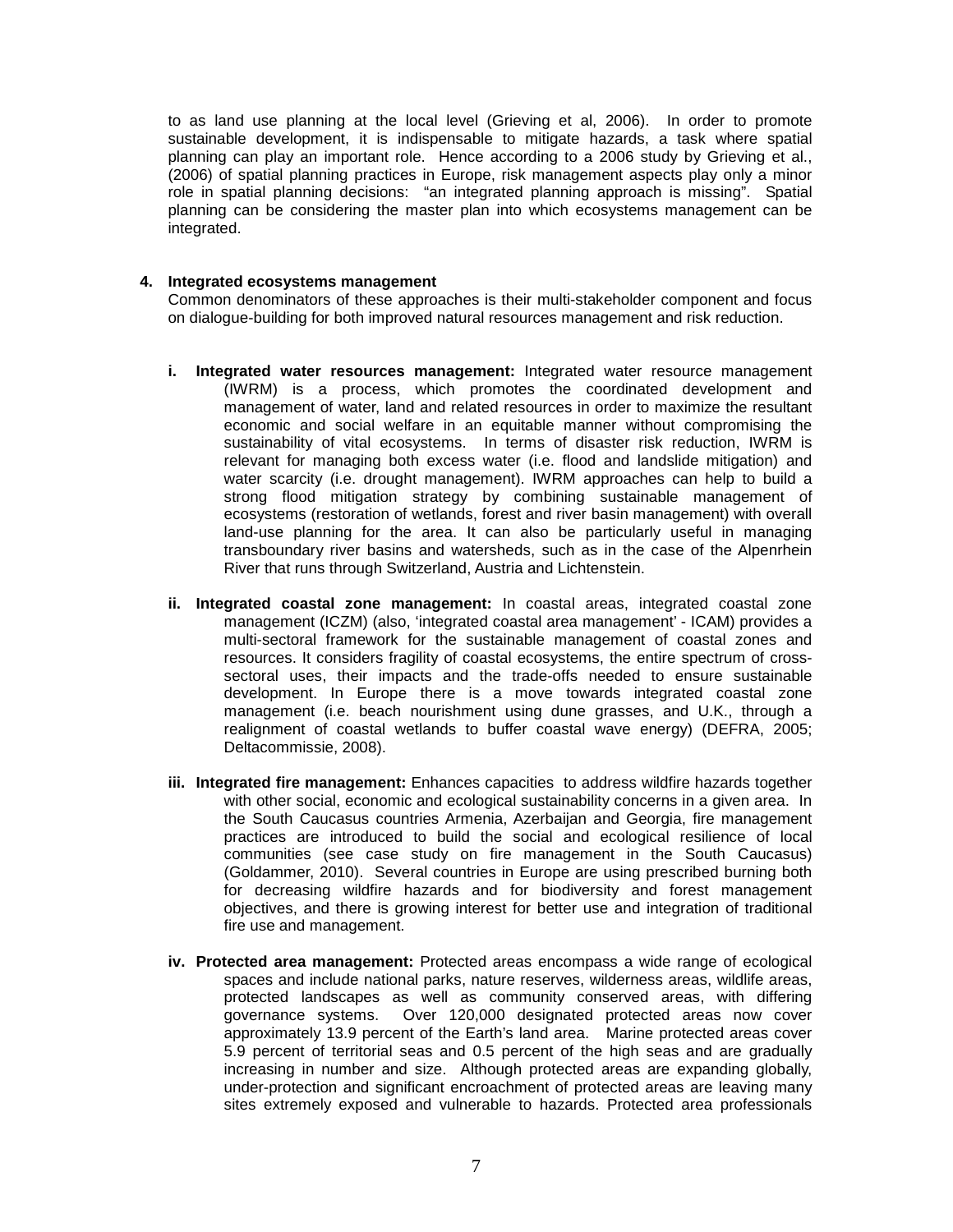to as land use planning at the local level (Grieving et al, 2006). In order to promote sustainable development, it is indispensable to mitigate hazards, a task where spatial planning can play an important role. Hence according to a 2006 study by Grieving et al., (2006) of spatial planning practices in Europe, risk management aspects play only a minor role in spatial planning decisions: "an integrated planning approach is missing". Spatial planning can be considering the master plan into which ecosystems management can be integrated.

**4. Integrated ecosystems management**

Common denominators of these approaches is their multi-stakeholder component and focus on dialogue-building for both improved natural resources management and risk reduction.

- **i. Integrated water resources management:** Integrated water resource management (IWRM) is a process, which promotes the coordinated development and management of water, land and related resources in order to maximize the resultant economic and social welfare in an equitable manner without compromising the sustainability of vital ecosystems. In terms of disaster risk reduction, IWRM is relevant for managing both excess water (i.e. flood and landslide mitigation) and water scarcity (i.e. drought management). IWRM approaches can help to build a strong flood mitigation strategy by combining sustainable management of ecosystems (restoration of wetlands, forest and river basin management) with overall land-use planning for the area. It can also be particularly useful in managing transboundary river basins and watersheds, such as in the case of the Alpenrhein River that runs through Switzerland, Austria and Lichtenstein.

- **ii. Integrated coastal zone management:** In coastal areas, integrated coastal zone management (ICZM) (also, 'integrated coastal area management' - ICAM) provides a multi-sectoral framework for the sustainable management of coastal zones and resources. It considers fragility of coastal ecosystems, the entire spectrum of cross-sectoral uses, their impacts and the trade-offs needed to ensure sustainable development. In Europe there is a move towards integrated coastal zone management (i.e. beach nourishment using dune grasses, and U.K., through a realignment of coastal wetlands to buffer coastal wave energy) (DEFRA, 2005; Deltacommissie, 2008).

- **iii. Integrated fire management:** Enhances capacities to address wildfire hazards together with other social, economic and ecological sustainability concerns in a given area. In the South Caucasus countries Armenia, Azerbaijan and Georgia, fire management practices are introduced to build the social and ecological resilience of local communities (see case study on fire management in the South Caucasus) (Goldammer, 2010). Several countries in Europe are using prescribed burning both for decreasing wildfire hazards and for biodiversity and forest management objectives, and there is growing interest for better use and integration of traditional fire use and management.

- **iv. Protected area management:** Protected areas encompass a wide range of ecological spaces and include national parks, nature reserves, wilderness areas, wildlife areas, protected landscapes as well as community conserved areas, with differing governance systems. Over 120,000 designated protected areas now cover approximately 13.9 percent of the Earth's land area. Marine protected areas cover 5.9 percent of territorial seas and 0.5 percent of the high seas and are gradually increasing in number and size. Although protected areas are expanding globally, under-protection and significant encroachment of protected areas are leaving many sites extremely exposed and vulnerable to hazards. Protected area professionals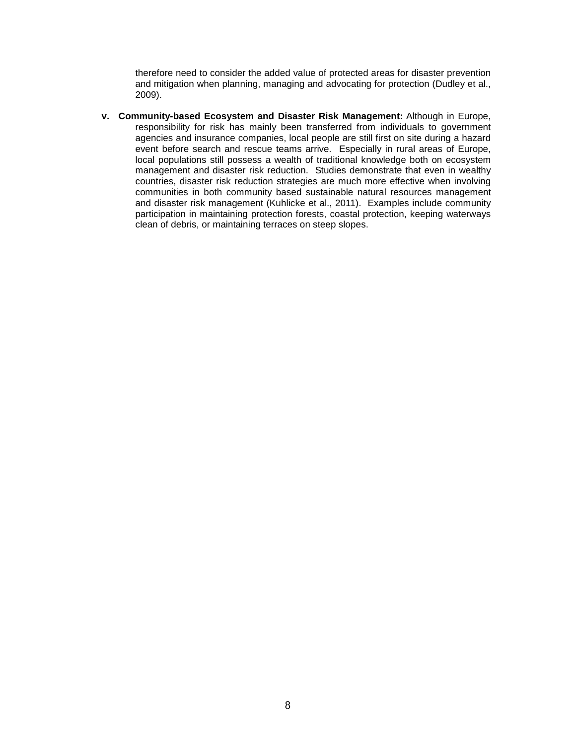therefore need to consider the added value of protected areas for disaster prevention and mitigation when planning, managing and advocating for protection (Dudley et al., 2009).

v. **Community-based Ecosystem and Disaster Risk Management:** Although in Europe, responsibility for risk has mainly been transferred from individuals to government agencies and insurance companies, local people are still first on site during a hazard event before search and rescue teams arrive. Especially in rural areas of Europe, local populations still possess a wealth of traditional knowledge both on ecosystem management and disaster risk reduction. Studies demonstrate that even in wealthy countries, disaster risk reduction strategies are much more effective when involving communities in both community based sustainable natural resources management and disaster risk management (Kuhlicke et al., 2011). Examples include community participation in maintaining protection forests, coastal protection, keeping waterways clean of debris, or maintaining terraces on steep slopes.